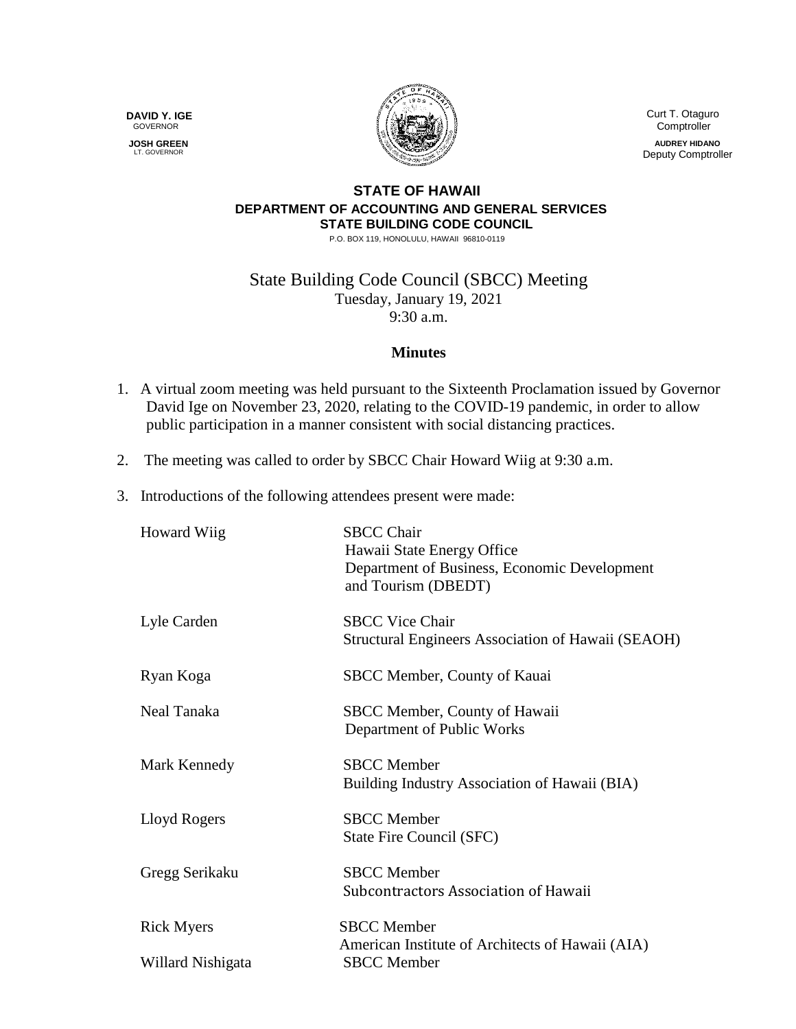**DAVID Y. IGE**
GOVERNOR

**JOSH GREEN**
LT. GOVERNOR

Curt T. Otaguro
Comptroller

**AUDREY HIDANO**
Deputy Comptroller

**STATE OF HAWAII**
**DEPARTMENT OF ACCOUNTING AND GENERAL SERVICES**
**STATE BUILDING CODE COUNCIL**
P.O. BOX 119, HONOLULU, HAWAII 96810-0119

# State Building Code Council (SBCC) Meeting

Tuesday, January 19, 2021
9:30 a.m.

## Minutes

1. A virtual zoom meeting was held pursuant to the Sixteenth Proclamation issued by Governor David Ige on November 23, 2020, relating to the COVID-19 pandemic, in order to allow public participation in a manner consistent with social distancing practices.

2. The meeting was called to order by SBCC Chair Howard Wiig at 9:30 a.m.

3. Introductions of the following attendees present were made:

| | |
|---|---|
| Howard Wiig | SBCC Chair<br>Hawaii State Energy Office<br>Department of Business, Economic Development and Tourism (DBEDT) |
| Lyle Carden | SBCC Vice Chair<br>Structural Engineers Association of Hawaii (SEAOH) |
| Ryan Koga | SBCC Member, County of Kauai |
| Neal Tanaka | SBCC Member, County of Hawaii<br>Department of Public Works |
| Mark Kennedy | SBCC Member<br>Building Industry Association of Hawaii (BIA) |
| Lloyd Rogers | SBCC Member<br>State Fire Council (SFC) |
| Gregg Serikaku | SBCC Member<br>Subcontractors Association of Hawaii |
| Rick Myers | SBCC Member<br>American Institute of Architects of Hawaii (AIA) |
| Willard Nishigata | SBCC Member |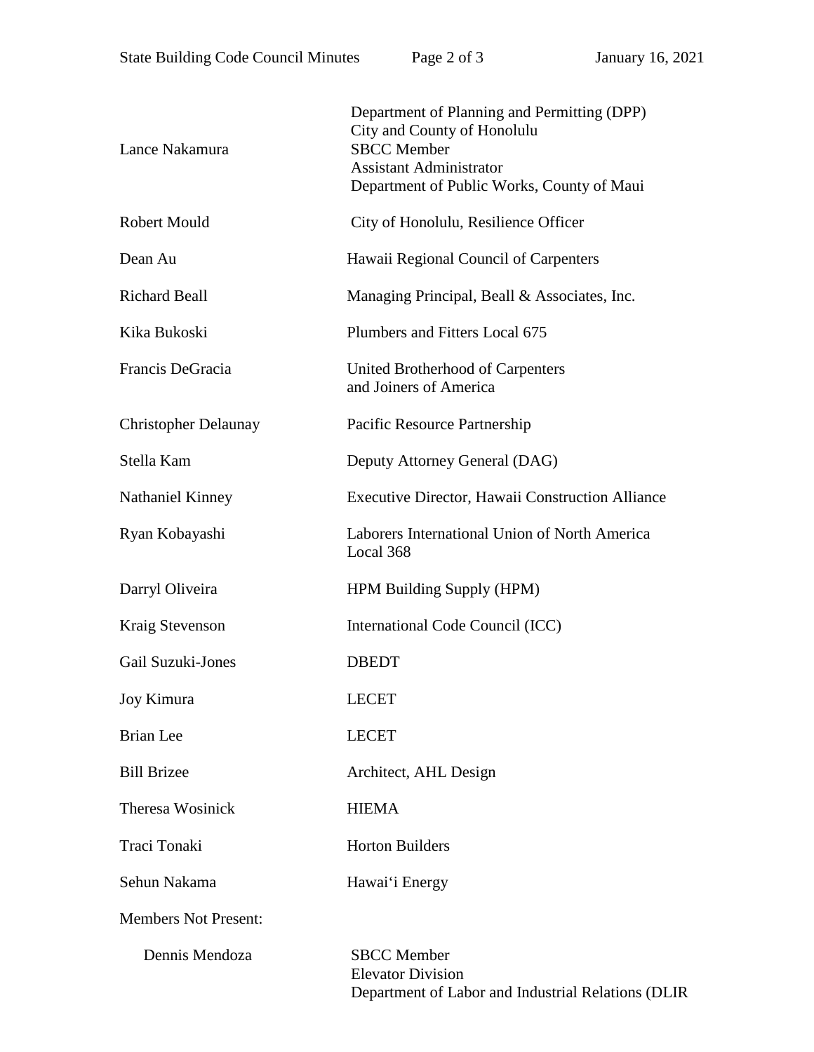| | |
|---|---|
| Lance Nakamura | Department of Planning and Permitting (DPP)<br>City and County of Honolulu<br>SBCC Member<br>Assistant Administrator<br>Department of Public Works, County of Maui |
| Robert Mould | City of Honolulu, Resilience Officer |
| Dean Au | Hawaii Regional Council of Carpenters |
| Richard Beall | Managing Principal, Beall & Associates, Inc. |
| Kika Bukoski | Plumbers and Fitters Local 675 |
| Francis DeGracia | United Brotherhood of Carpenters and Joiners of America |
| Christopher Delaunay | Pacific Resource Partnership |
| Stella Kam | Deputy Attorney General (DAG) |
| Nathaniel Kinney | Executive Director, Hawaii Construction Alliance |
| Ryan Kobayashi | Laborers International Union of North America Local 368 |
| Darryl Oliveira | HPM Building Supply (HPM) |
| Kraig Stevenson | International Code Council (ICC) |
| Gail Suzuki-Jones | DBEDT |
| Joy Kimura | LECET |
| Brian Lee | LECET |
| Bill Brizee | Architect, AHL Design |
| Theresa Wosinick | HIEMA |
| Traci Tonaki | Horton Builders |
| Sehun Nakama | Hawai'i Energy |

Members Not Present:

| | |
|---|---|
| Dennis Mendoza | SBCC Member<br>Elevator Division<br>Department of Labor and Industrial Relations (DLIR |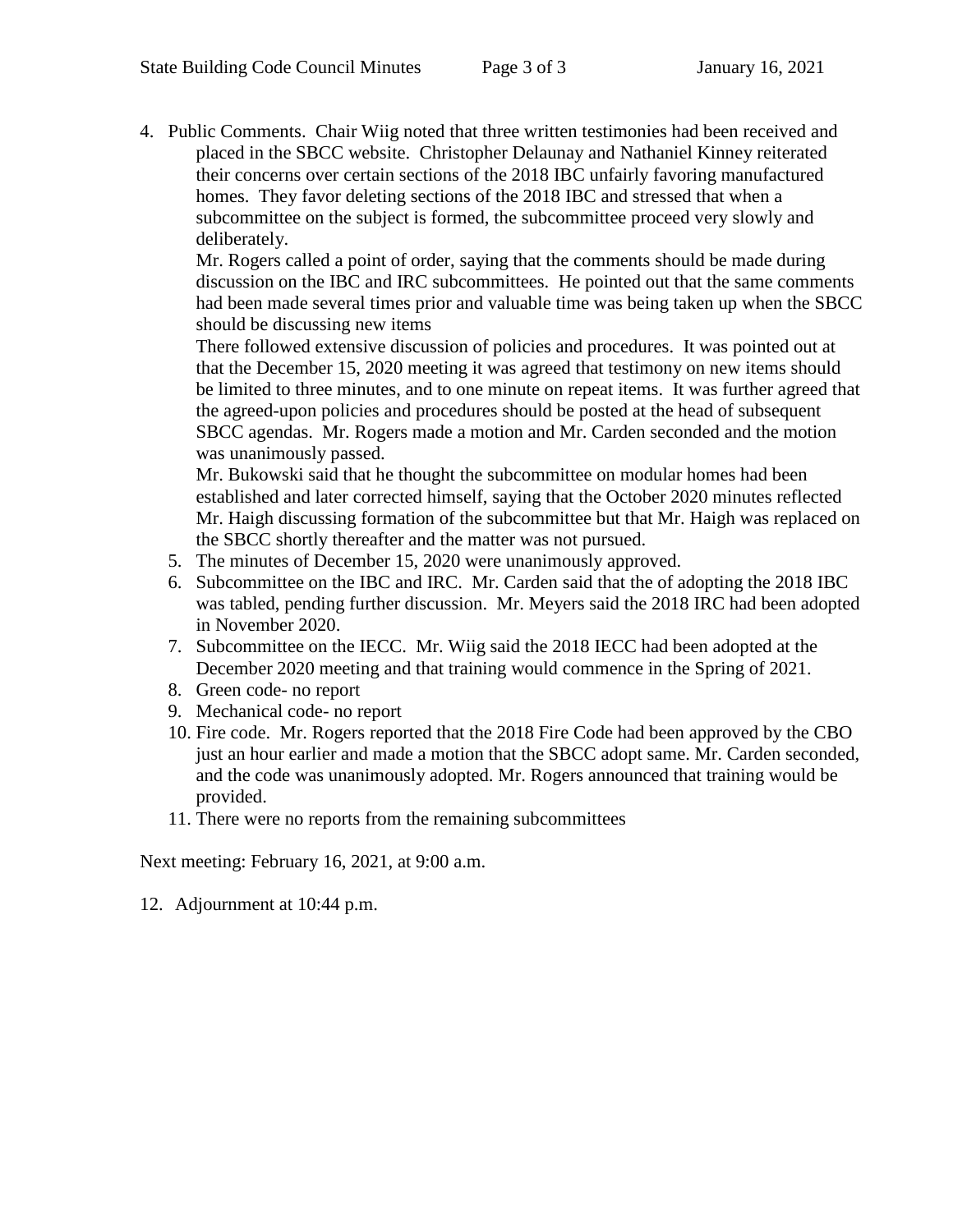4. Public Comments. Chair Wiig noted that three written testimonies had been received and placed in the SBCC website. Christopher Delaunay and Nathaniel Kinney reiterated their concerns over certain sections of the 2018 IBC unfairly favoring manufactured homes. They favor deleting sections of the 2018 IBC and stressed that when a subcommittee on the subject is formed, the subcommittee proceed very slowly and deliberately.

   Mr. Rogers called a point of order, saying that the comments should be made during discussion on the IBC and IRC subcommittees. He pointed out that the same comments had been made several times prior and valuable time was being taken up when the SBCC should be discussing new items

   There followed extensive discussion of policies and procedures. It was pointed out at that the December 15, 2020 meeting it was agreed that testimony on new items should be limited to three minutes, and to one minute on repeat items. It was further agreed that the agreed-upon policies and procedures should be posted at the head of subsequent SBCC agendas. Mr. Rogers made a motion and Mr. Carden seconded and the motion was unanimously passed.

   Mr. Bukowski said that he thought the subcommittee on modular homes had been established and later corrected himself, saying that the October 2020 minutes reflected Mr. Haigh discussing formation of the subcommittee but that Mr. Haigh was replaced on the SBCC shortly thereafter and the matter was not pursued.

5. The minutes of December 15, 2020 were unanimously approved.
6. Subcommittee on the IBC and IRC. Mr. Carden said that the of adopting the 2018 IBC was tabled, pending further discussion. Mr. Meyers said the 2018 IRC had been adopted in November 2020.
7. Subcommittee on the IECC. Mr. Wiig said the 2018 IECC had been adopted at the December 2020 meeting and that training would commence in the Spring of 2021.
8. Green code- no report
9. Mechanical code- no report
10. Fire code. Mr. Rogers reported that the 2018 Fire Code had been approved by the CBO just an hour earlier and made a motion that the SBCC adopt same. Mr. Carden seconded, and the code was unanimously adopted. Mr. Rogers announced that training would be provided.
11. There were no reports from the remaining subcommittees

Next meeting: February 16, 2021, at 9:00 a.m.

12. Adjournment at 10:44 p.m.